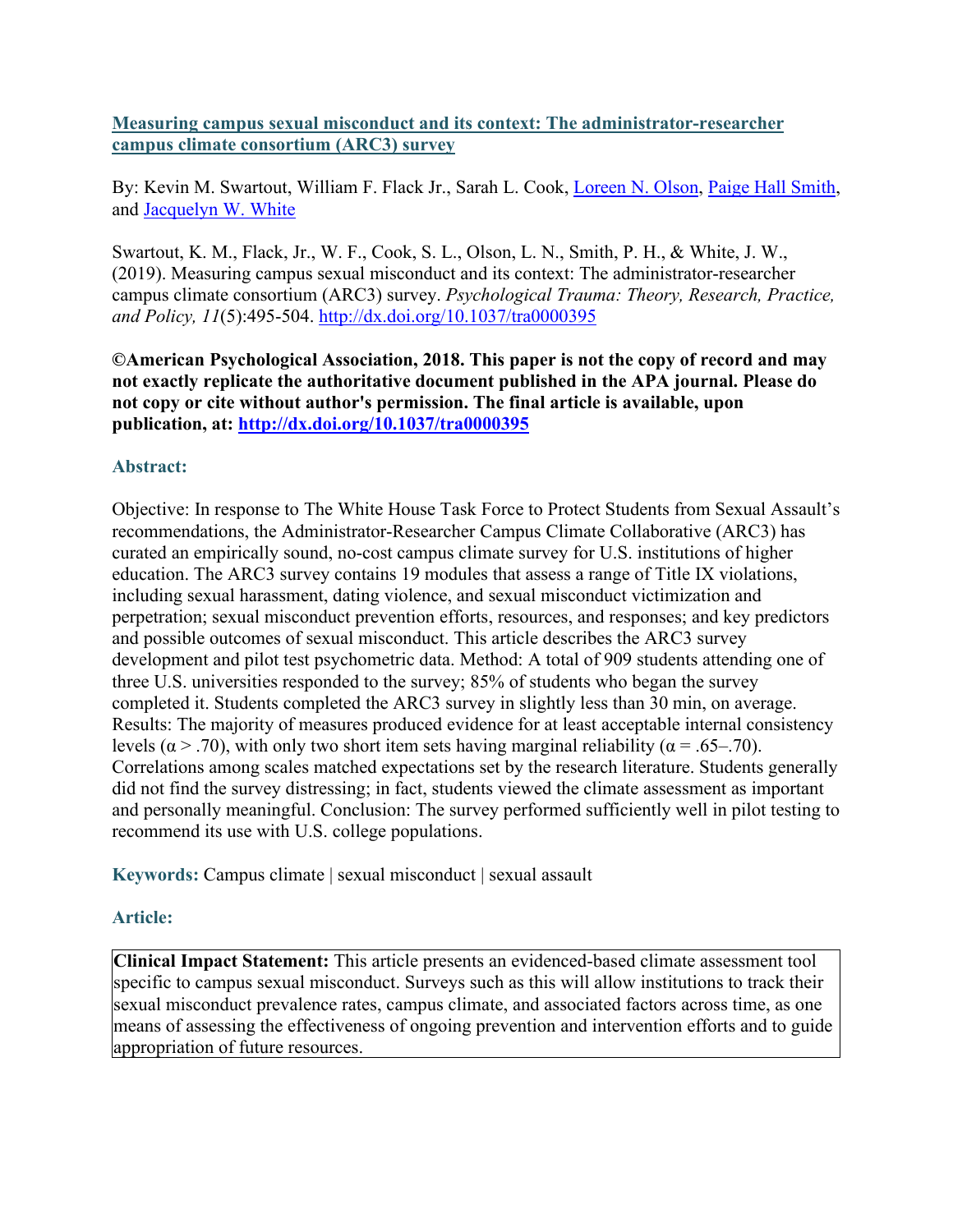**[Measuring campus sexual misconduct and its context: The administrator-researcher campus climate consortium (ARC3) survey](http://dx.doi.org/10.1037/tra0000395)**

By: Kevin M. Swartout, William F. Flack Jr., Sarah L. Cook, Loreen N. Olson, Paige Hall Smith, and Jacquelyn W. White

Swartout, K. M., Flack, Jr., W. F., Cook, S. L., Olson, L. N., Smith, P. H., & White, J. W., (2019). Measuring campus sexual misconduct and its context: The administrator-researcher campus climate consortium (ARC3) survey. *Psychological Trauma: Theory, Research, Practice, and Policy, 11*(5):495-504. http://dx.doi.org/10.1037/tra0000395

**©American Psychological Association, 2018. This paper is not the copy of record and may not exactly replicate the authoritative document published in the APA journal. Please do not copy or cite without author's permission. The final article is available, upon publication, at: http://dx.doi.org/10.1037/tra0000395**

## Abstract:

Objective: In response to The White House Task Force to Protect Students from Sexual Assault's recommendations, the Administrator-Researcher Campus Climate Collaborative (ARC3) has curated an empirically sound, no-cost campus climate survey for U.S. institutions of higher education. The ARC3 survey contains 19 modules that assess a range of Title IX violations, including sexual harassment, dating violence, and sexual misconduct victimization and perpetration; sexual misconduct prevention efforts, resources, and responses; and key predictors and possible outcomes of sexual misconduct. This article describes the ARC3 survey development and pilot test psychometric data. Method: A total of 909 students attending one of three U.S. universities responded to the survey; 85% of students who began the survey completed it. Students completed the ARC3 survey in slightly less than 30 min, on average. Results: The majority of measures produced evidence for at least acceptable internal consistency levels ($\alpha > .70$), with only two short item sets having marginal reliability ($\alpha = .65$–$.70$). Correlations among scales matched expectations set by the research literature. Students generally did not find the survey distressing; in fact, students viewed the climate assessment as important and personally meaningful. Conclusion: The survey performed sufficiently well in pilot testing to recommend its use with U.S. college populations.

**Keywords:** Campus climate | sexual misconduct | sexual assault

## Article:

| **Clinical Impact Statement:** This article presents an evidenced-based climate assessment tool specific to campus sexual misconduct. Surveys such as this will allow institutions to track their sexual misconduct prevalence rates, campus climate, and associated factors across time, as one means of assessing the effectiveness of ongoing prevention and intervention efforts and to guide appropriation of future resources. |
|---|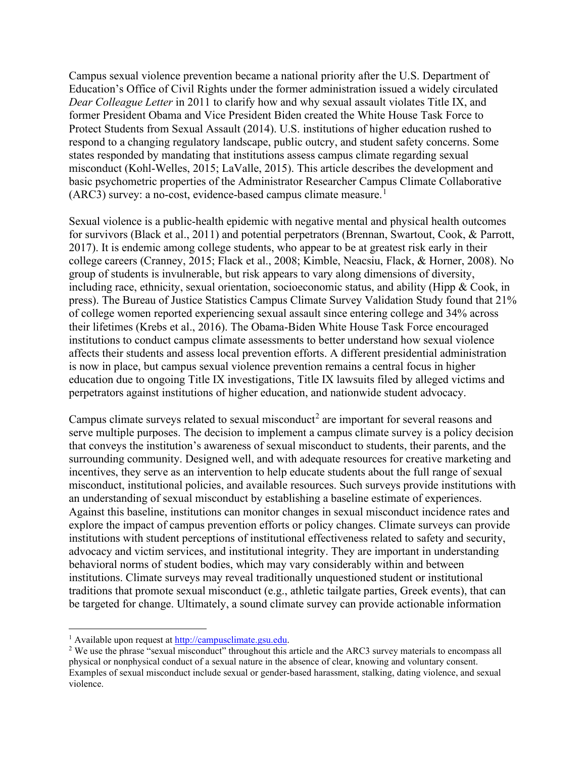Campus sexual violence prevention became a national priority after the U.S. Department of Education's Office of Civil Rights under the former administration issued a widely circulated *Dear Colleague Letter* in 2011 to clarify how and why sexual assault violates Title IX, and former President Obama and Vice President Biden created the White House Task Force to Protect Students from Sexual Assault (2014). U.S. institutions of higher education rushed to respond to a changing regulatory landscape, public outcry, and student safety concerns. Some states responded by mandating that institutions assess campus climate regarding sexual misconduct (Kohl-Welles, 2015; LaValle, 2015). This article describes the development and basic psychometric properties of the Administrator Researcher Campus Climate Collaborative (ARC3) survey: a no-cost, evidence-based campus climate measure.[1]

Sexual violence is a public-health epidemic with negative mental and physical health outcomes for survivors (Black et al., 2011) and potential perpetrators (Brennan, Swartout, Cook, & Parrott, 2017). It is endemic among college students, who appear to be at greatest risk early in their college careers (Cranney, 2015; Flack et al., 2008; Kimble, Neacsiu, Flack, & Horner, 2008). No group of students is invulnerable, but risk appears to vary along dimensions of diversity, including race, ethnicity, sexual orientation, socioeconomic status, and ability (Hipp & Cook, in press). The Bureau of Justice Statistics Campus Climate Survey Validation Study found that 21% of college women reported experiencing sexual assault since entering college and 34% across their lifetimes (Krebs et al., 2016). The Obama-Biden White House Task Force encouraged institutions to conduct campus climate assessments to better understand how sexual violence affects their students and assess local prevention efforts. A different presidential administration is now in place, but campus sexual violence prevention remains a central focus in higher education due to ongoing Title IX investigations, Title IX lawsuits filed by alleged victims and perpetrators against institutions of higher education, and nationwide student advocacy.

Campus climate surveys related to sexual misconduct[2] are important for several reasons and serve multiple purposes. The decision to implement a campus climate survey is a policy decision that conveys the institution's awareness of sexual misconduct to students, their parents, and the surrounding community. Designed well, and with adequate resources for creative marketing and incentives, they serve as an intervention to help educate students about the full range of sexual misconduct, institutional policies, and available resources. Such surveys provide institutions with an understanding of sexual misconduct by establishing a baseline estimate of experiences. Against this baseline, institutions can monitor changes in sexual misconduct incidence rates and explore the impact of campus prevention efforts or policy changes. Climate surveys can provide institutions with student perceptions of institutional effectiveness related to safety and security, advocacy and victim services, and institutional integrity. They are important in understanding behavioral norms of student bodies, which may vary considerably within and between institutions. Climate surveys may reveal traditionally unquestioned student or institutional traditions that promote sexual misconduct (e.g., athletic tailgate parties, Greek events), that can be targeted for change. Ultimately, a sound climate survey can provide actionable information

---

[1] Available upon request at http://campusclimate.gsu.edu.

[2] We use the phrase "sexual misconduct" throughout this article and the ARC3 survey materials to encompass all physical or nonphysical conduct of a sexual nature in the absence of clear, knowing and voluntary consent. Examples of sexual misconduct include sexual or gender-based harassment, stalking, dating violence, and sexual violence.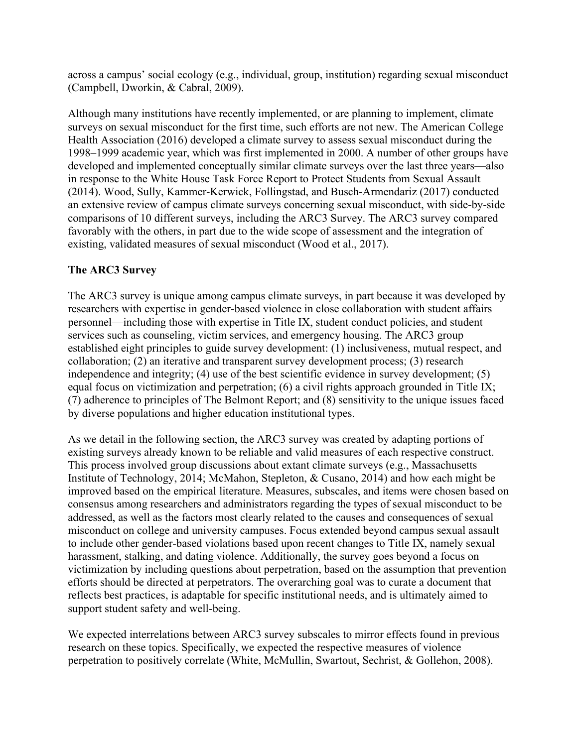across a campus' social ecology (e.g., individual, group, institution) regarding sexual misconduct (Campbell, Dworkin, & Cabral, 2009).

Although many institutions have recently implemented, or are planning to implement, climate surveys on sexual misconduct for the first time, such efforts are not new. The American College Health Association (2016) developed a climate survey to assess sexual misconduct during the 1998–1999 academic year, which was first implemented in 2000. A number of other groups have developed and implemented conceptually similar climate surveys over the last three years—also in response to the White House Task Force Report to Protect Students from Sexual Assault (2014). Wood, Sully, Kammer-Kerwick, Follingstad, and Busch-Armendariz (2017) conducted an extensive review of campus climate surveys concerning sexual misconduct, with side-by-side comparisons of 10 different surveys, including the ARC3 Survey. The ARC3 survey compared favorably with the others, in part due to the wide scope of assessment and the integration of existing, validated measures of sexual misconduct (Wood et al., 2017).

### The ARC3 Survey

The ARC3 survey is unique among campus climate surveys, in part because it was developed by researchers with expertise in gender-based violence in close collaboration with student affairs personnel—including those with expertise in Title IX, student conduct policies, and student services such as counseling, victim services, and emergency housing. The ARC3 group established eight principles to guide survey development: (1) inclusiveness, mutual respect, and collaboration; (2) an iterative and transparent survey development process; (3) research independence and integrity; (4) use of the best scientific evidence in survey development; (5) equal focus on victimization and perpetration; (6) a civil rights approach grounded in Title IX; (7) adherence to principles of The Belmont Report; and (8) sensitivity to the unique issues faced by diverse populations and higher education institutional types.

As we detail in the following section, the ARC3 survey was created by adapting portions of existing surveys already known to be reliable and valid measures of each respective construct. This process involved group discussions about extant climate surveys (e.g., Massachusetts Institute of Technology, 2014; McMahon, Stepleton, & Cusano, 2014) and how each might be improved based on the empirical literature. Measures, subscales, and items were chosen based on consensus among researchers and administrators regarding the types of sexual misconduct to be addressed, as well as the factors most clearly related to the causes and consequences of sexual misconduct on college and university campuses. Focus extended beyond campus sexual assault to include other gender-based violations based upon recent changes to Title IX, namely sexual harassment, stalking, and dating violence. Additionally, the survey goes beyond a focus on victimization by including questions about perpetration, based on the assumption that prevention efforts should be directed at perpetrators. The overarching goal was to curate a document that reflects best practices, is adaptable for specific institutional needs, and is ultimately aimed to support student safety and well-being.

We expected interrelations between ARC3 survey subscales to mirror effects found in previous research on these topics. Specifically, we expected the respective measures of violence perpetration to positively correlate (White, McMullin, Swartout, Sechrist, & Gollehon, 2008).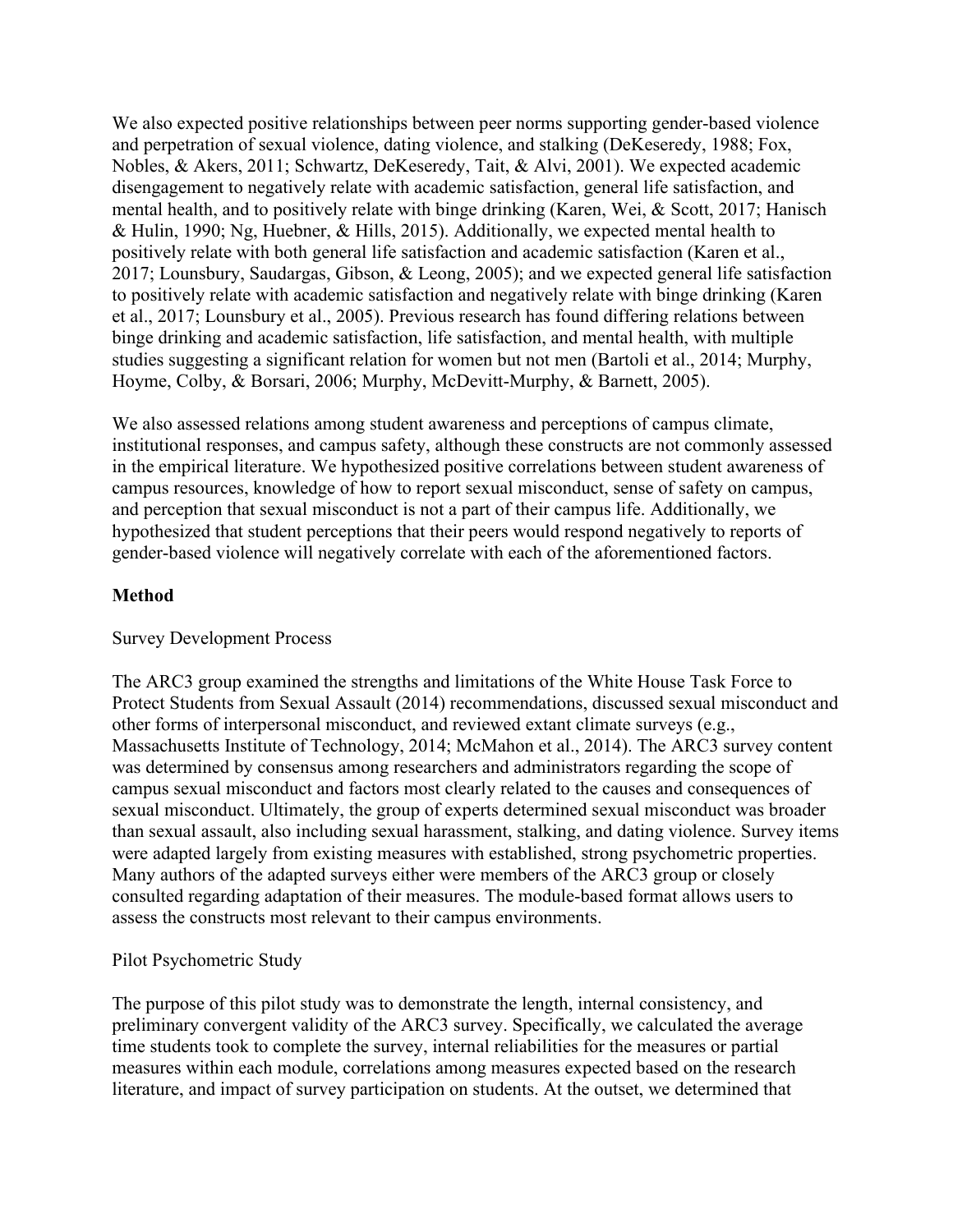We also expected positive relationships between peer norms supporting gender-based violence and perpetration of sexual violence, dating violence, and stalking (DeKeseredy, 1988; Fox, Nobles, & Akers, 2011; Schwartz, DeKeseredy, Tait, & Alvi, 2001). We expected academic disengagement to negatively relate with academic satisfaction, general life satisfaction, and mental health, and to positively relate with binge drinking (Karen, Wei, & Scott, 2017; Hanisch & Hulin, 1990; Ng, Huebner, & Hills, 2015). Additionally, we expected mental health to positively relate with both general life satisfaction and academic satisfaction (Karen et al., 2017; Lounsbury, Saudargas, Gibson, & Leong, 2005); and we expected general life satisfaction to positively relate with academic satisfaction and negatively relate with binge drinking (Karen et al., 2017; Lounsbury et al., 2005). Previous research has found differing relations between binge drinking and academic satisfaction, life satisfaction, and mental health, with multiple studies suggesting a significant relation for women but not men (Bartoli et al., 2014; Murphy, Hoyme, Colby, & Borsari, 2006; Murphy, McDevitt-Murphy, & Barnett, 2005).

We also assessed relations among student awareness and perceptions of campus climate, institutional responses, and campus safety, although these constructs are not commonly assessed in the empirical literature. We hypothesized positive correlations between student awareness of campus resources, knowledge of how to report sexual misconduct, sense of safety on campus, and perception that sexual misconduct is not a part of their campus life. Additionally, we hypothesized that student perceptions that their peers would respond negatively to reports of gender-based violence will negatively correlate with each of the aforementioned factors.

## Method

### Survey Development Process

The ARC3 group examined the strengths and limitations of the White House Task Force to Protect Students from Sexual Assault (2014) recommendations, discussed sexual misconduct and other forms of interpersonal misconduct, and reviewed extant climate surveys (e.g., Massachusetts Institute of Technology, 2014; McMahon et al., 2014). The ARC3 survey content was determined by consensus among researchers and administrators regarding the scope of campus sexual misconduct and factors most clearly related to the causes and consequences of sexual misconduct. Ultimately, the group of experts determined sexual misconduct was broader than sexual assault, also including sexual harassment, stalking, and dating violence. Survey items were adapted largely from existing measures with established, strong psychometric properties. Many authors of the adapted surveys either were members of the ARC3 group or closely consulted regarding adaptation of their measures. The module-based format allows users to assess the constructs most relevant to their campus environments.

### Pilot Psychometric Study

The purpose of this pilot study was to demonstrate the length, internal consistency, and preliminary convergent validity of the ARC3 survey. Specifically, we calculated the average time students took to complete the survey, internal reliabilities for the measures or partial measures within each module, correlations among measures expected based on the research literature, and impact of survey participation on students. At the outset, we determined that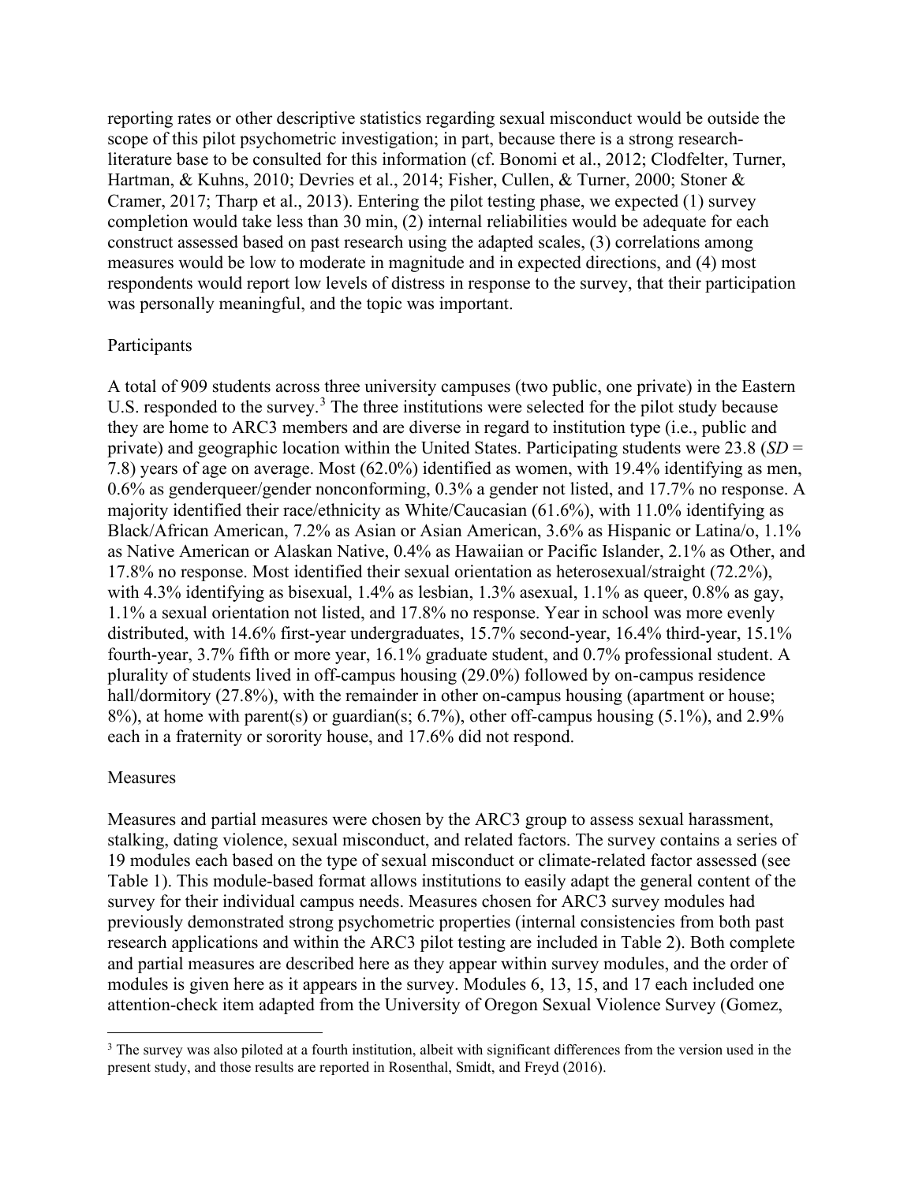reporting rates or other descriptive statistics regarding sexual misconduct would be outside the scope of this pilot psychometric investigation; in part, because there is a strong research-literature base to be consulted for this information (cf. Bonomi et al., 2012; Clodfelter, Turner, Hartman, & Kuhns, 2010; Devries et al., 2014; Fisher, Cullen, & Turner, 2000; Stoner & Cramer, 2017; Tharp et al., 2013). Entering the pilot testing phase, we expected (1) survey completion would take less than 30 min, (2) internal reliabilities would be adequate for each construct assessed based on past research using the adapted scales, (3) correlations among measures would be low to moderate in magnitude and in expected directions, and (4) most respondents would report low levels of distress in response to the survey, that their participation was personally meaningful, and the topic was important.

## Participants

A total of 909 students across three university campuses (two public, one private) in the Eastern U.S. responded to the survey.[3] The three institutions were selected for the pilot study because they are home to ARC3 members and are diverse in regard to institution type (i.e., public and private) and geographic location within the United States. Participating students were 23.8 (*SD* = 7.8) years of age on average. Most (62.0%) identified as women, with 19.4% identifying as men, 0.6% as genderqueer/gender nonconforming, 0.3% a gender not listed, and 17.7% no response. A majority identified their race/ethnicity as White/Caucasian (61.6%), with 11.0% identifying as Black/African American, 7.2% as Asian or Asian American, 3.6% as Hispanic or Latina/o, 1.1% as Native American or Alaskan Native, 0.4% as Hawaiian or Pacific Islander, 2.1% as Other, and 17.8% no response. Most identified their sexual orientation as heterosexual/straight (72.2%), with 4.3% identifying as bisexual, 1.4% as lesbian, 1.3% asexual, 1.1% as queer, 0.8% as gay, 1.1% a sexual orientation not listed, and 17.8% no response. Year in school was more evenly distributed, with 14.6% first-year undergraduates, 15.7% second-year, 16.4% third-year, 15.1% fourth-year, 3.7% fifth or more year, 16.1% graduate student, and 0.7% professional student. A plurality of students lived in off-campus housing (29.0%) followed by on-campus residence hall/dormitory (27.8%), with the remainder in other on-campus housing (apartment or house; 8%), at home with parent(s) or guardian(s; 6.7%), other off-campus housing (5.1%), and 2.9% each in a fraternity or sorority house, and 17.6% did not respond.

## Measures

Measures and partial measures were chosen by the ARC3 group to assess sexual harassment, stalking, dating violence, sexual misconduct, and related factors. The survey contains a series of 19 modules each based on the type of sexual misconduct or climate-related factor assessed (see Table 1). This module-based format allows institutions to easily adapt the general content of the survey for their individual campus needs. Measures chosen for ARC3 survey modules had previously demonstrated strong psychometric properties (internal consistencies from both past research applications and within the ARC3 pilot testing are included in Table 2). Both complete and partial measures are described here as they appear within survey modules, and the order of modules is given here as it appears in the survey. Modules 6, 13, 15, and 17 each included one attention-check item adapted from the University of Oregon Sexual Violence Survey (Gomez,

---

[3] The survey was also piloted at a fourth institution, albeit with significant differences from the version used in the present study, and those results are reported in Rosenthal, Smidt, and Freyd (2016).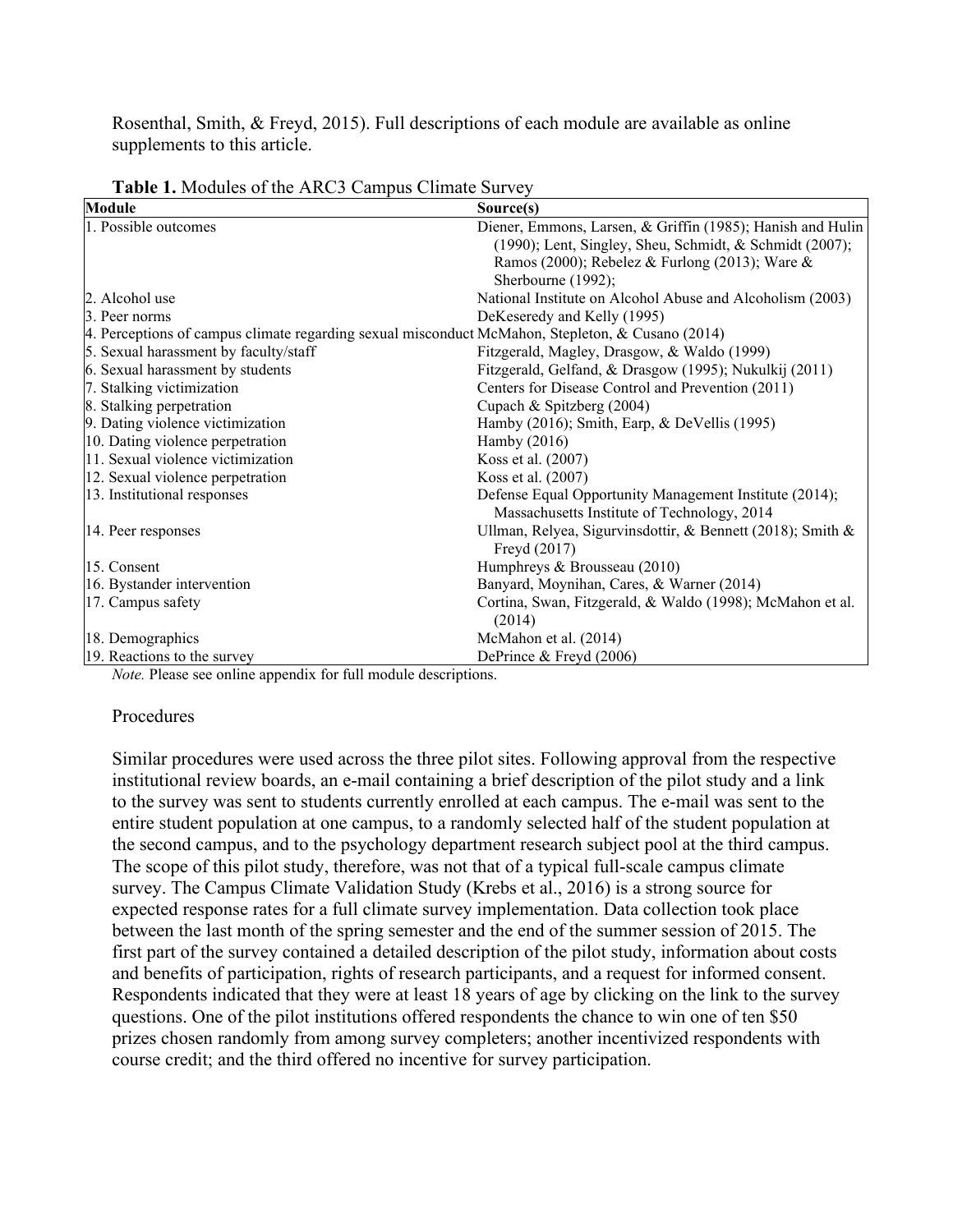Rosenthal, Smith, & Freyd, 2015). Full descriptions of each module are available as online supplements to this article.

**Table 1.** Modules of the ARC3 Campus Climate Survey

| Module | Source(s) |
|---|---|
| 1. Possible outcomes | Diener, Emmons, Larsen, & Griffin (1985); Hanish and Hulin (1990); Lent, Singley, Sheu, Schmidt, & Schmidt (2007); Ramos (2000); Rebelez & Furlong (2013); Ware & Sherbourne (1992); |
| 2. Alcohol use | National Institute on Alcohol Abuse and Alcoholism (2003) |
| 3. Peer norms | DeKeseredy and Kelly (1995) |
| 4. Perceptions of campus climate regarding sexual misconduct | McMahon, Stepleton, & Cusano (2014) |
| 5. Sexual harassment by faculty/staff | Fitzgerald, Magley, Drasgow, & Waldo (1999) |
| 6. Sexual harassment by students | Fitzgerald, Gelfand, & Drasgow (1995); Nukulkij (2011) |
| 7. Stalking victimization | Centers for Disease Control and Prevention (2011) |
| 8. Stalking perpetration | Cupach & Spitzberg (2004) |
| 9. Dating violence victimization | Hamby (2016); Smith, Earp, & DeVellis (1995) |
| 10. Dating violence perpetration | Hamby (2016) |
| 11. Sexual violence victimization | Koss et al. (2007) |
| 12. Sexual violence perpetration | Koss et al. (2007) |
| 13. Institutional responses | Defense Equal Opportunity Management Institute (2014); Massachusetts Institute of Technology, 2014 |
| 14. Peer responses | Ullman, Relyea, Sigurvinsdottir, & Bennett (2018); Smith & Freyd (2017) |
| 15. Consent | Humphreys & Brousseau (2010) |
| 16. Bystander intervention | Banyard, Moynihan, Cares, & Warner (2014) |
| 17. Campus safety | Cortina, Swan, Fitzgerald, & Waldo (1998); McMahon et al. (2014) |
| 18. Demographics | McMahon et al. (2014) |
| 19. Reactions to the survey | DePrince & Freyd (2006) |

*Note.* Please see online appendix for full module descriptions.

## Procedures

Similar procedures were used across the three pilot sites. Following approval from the respective institutional review boards, an e-mail containing a brief description of the pilot study and a link to the survey was sent to students currently enrolled at each campus. The e-mail was sent to the entire student population at one campus, to a randomly selected half of the student population at the second campus, and to the psychology department research subject pool at the third campus. The scope of this pilot study, therefore, was not that of a typical full-scale campus climate survey. The Campus Climate Validation Study (Krebs et al., 2016) is a strong source for expected response rates for a full climate survey implementation. Data collection took place between the last month of the spring semester and the end of the summer session of 2015. The first part of the survey contained a detailed description of the pilot study, information about costs and benefits of participation, rights of research participants, and a request for informed consent. Respondents indicated that they were at least 18 years of age by clicking on the link to the survey questions. One of the pilot institutions offered respondents the chance to win one of ten $50 prizes chosen randomly from among survey completers; another incentivized respondents with course credit; and the third offered no incentive for survey participation.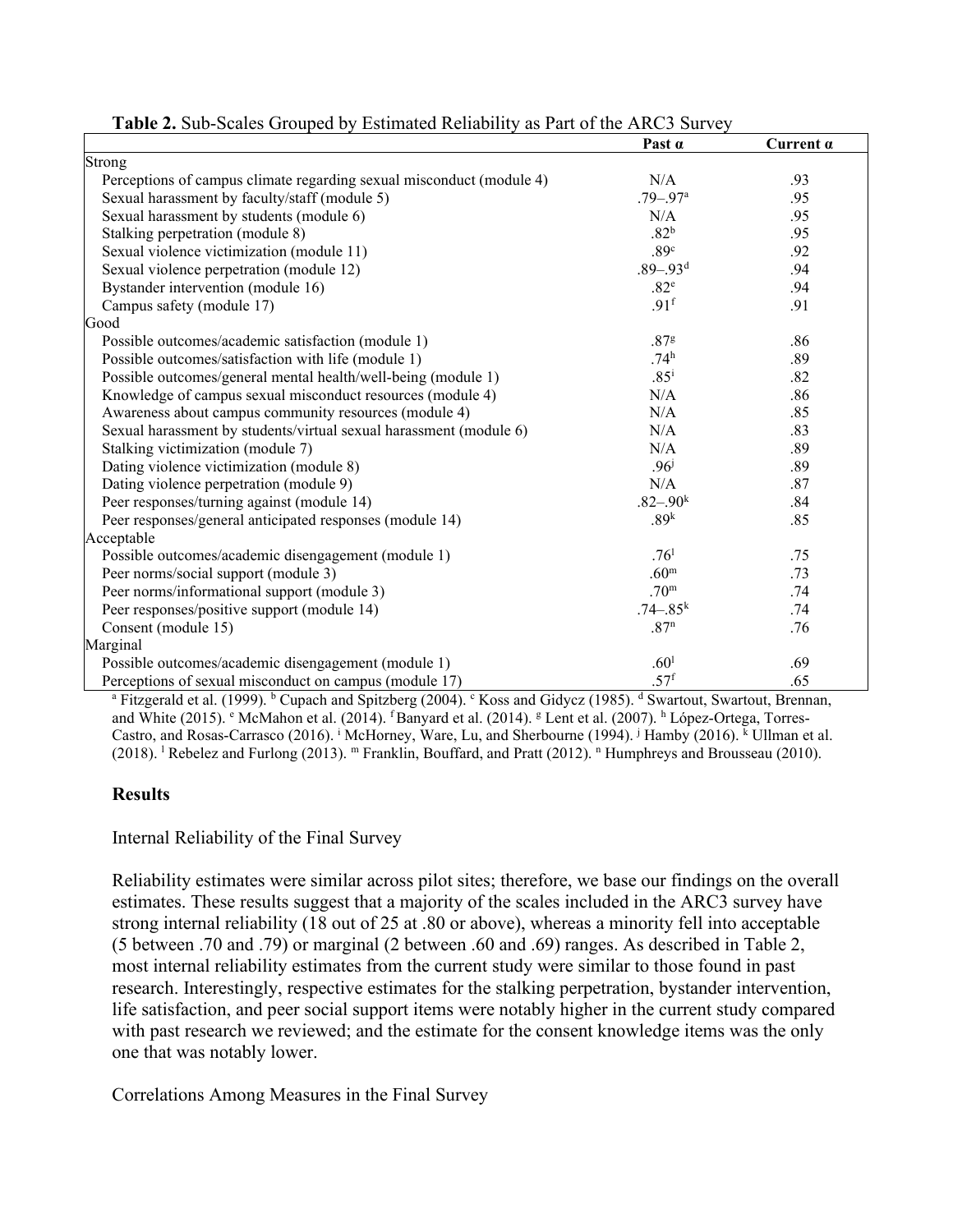**Table 2.** Sub-Scales Grouped by Estimated Reliability as Part of the ARC3 Survey

| | Past α | Current α |
|---|---|---|
| Strong | | |
| Perceptions of campus climate regarding sexual misconduct (module 4) | N/A | .93 |
| Sexual harassment by faculty/staff (module 5) | .79–.97[a] | .95 |
| Sexual harassment by students (module 6) | N/A | .95 |
| Stalking perpetration (module 8) | .82[b] | .95 |
| Sexual violence victimization (module 11) | .89[c] | .92 |
| Sexual violence perpetration (module 12) | .89–.93[d] | .94 |
| Bystander intervention (module 16) | .82[e] | .94 |
| Campus safety (module 17) | .91[f] | .91 |
| Good | | |
| Possible outcomes/academic satisfaction (module 1) | .87[g] | .86 |
| Possible outcomes/satisfaction with life (module 1) | .74[h] | .89 |
| Possible outcomes/general mental health/well-being (module 1) | .85[i] | .82 |
| Knowledge of campus sexual misconduct resources (module 4) | N/A | .86 |
| Awareness about campus community resources (module 4) | N/A | .85 |
| Sexual harassment by students/virtual sexual harassment (module 6) | N/A | .83 |
| Stalking victimization (module 7) | N/A | .89 |
| Dating violence victimization (module 8) | .96[j] | .89 |
| Dating violence perpetration (module 9) | N/A | .87 |
| Peer responses/turning against (module 14) | .82–.90[k] | .84 |
| Peer responses/general anticipated responses (module 14) | .89[k] | .85 |
| Acceptable | | |
| Possible outcomes/academic disengagement (module 1) | .76[l] | .75 |
| Peer norms/social support (module 3) | .60[m] | .73 |
| Peer norms/informational support (module 3) | .70[m] | .74 |
| Peer responses/positive support (module 14) | .74–.85[k] | .74 |
| Consent (module 15) | .87[n] | .76 |
| Marginal | | |
| Possible outcomes/academic disengagement (module 1) | .60[l] | .69 |
| Perceptions of sexual misconduct on campus (module 17) | .57[f] | .65 |

[a] Fitzgerald et al. (1999). [b] Cupach and Spitzberg (2004). [c] Koss and Gidycz (1985). [d] Swartout, Swartout, Brennan, and White (2015). [e] McMahon et al. (2014). [f] Banyard et al. (2014). [g] Lent et al. (2007). [h] López-Ortega, Torres-Castro, and Rosas-Carrasco (2016). [i] McHorney, Ware, Lu, and Sherbourne (1994). [j] Hamby (2016). [k] Ullman et al. (2018). [l] Rebelez and Furlong (2013). [m] Franklin, Bouffard, and Pratt (2012). [n] Humphreys and Brousseau (2010).

## Results

### Internal Reliability of the Final Survey

Reliability estimates were similar across pilot sites; therefore, we base our findings on the overall estimates. These results suggest that a majority of the scales included in the ARC3 survey have strong internal reliability (18 out of 25 at .80 or above), whereas a minority fell into acceptable (5 between .70 and .79) or marginal (2 between .60 and .69) ranges. As described in Table 2, most internal reliability estimates from the current study were similar to those found in past research. Interestingly, respective estimates for the stalking perpetration, bystander intervention, life satisfaction, and peer social support items were notably higher in the current study compared with past research we reviewed; and the estimate for the consent knowledge items was the only one that was notably lower.

### Correlations Among Measures in the Final Survey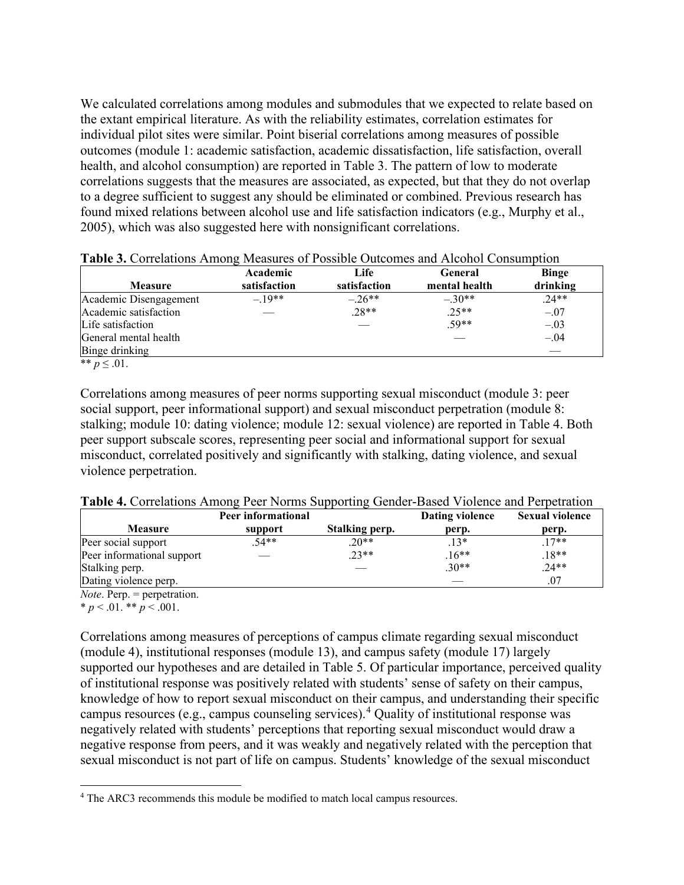We calculated correlations among modules and submodules that we expected to relate based on the extant empirical literature. As with the reliability estimates, correlation estimates for individual pilot sites were similar. Point biserial correlations among measures of possible outcomes (module 1: academic satisfaction, academic dissatisfaction, life satisfaction, overall health, and alcohol consumption) are reported in Table 3. The pattern of low to moderate correlations suggests that the measures are associated, as expected, but that they do not overlap to a degree sufficient to suggest any should be eliminated or combined. Previous research has found mixed relations between alcohol use and life satisfaction indicators (e.g., Murphy et al., 2005), which was also suggested here with nonsignificant correlations.

**Table 3.** Correlations Among Measures of Possible Outcomes and Alcohol Consumption

| Measure | Academic satisfaction | Life satisfaction | General mental health | Binge drinking |
|---|---|---|---|---|
| Academic Disengagement | –.19** | –.26** | –.30** | .24** |
| Academic satisfaction | — | .28** | .25** | –.07 |
| Life satisfaction | | — | .59** | –.03 |
| General mental health | | | — | –.04 |
| Binge drinking | | | | — |

** $p \leq .01$.

Correlations among measures of peer norms supporting sexual misconduct (module 3: peer social support, peer informational support) and sexual misconduct perpetration (module 8: stalking; module 10: dating violence; module 12: sexual violence) are reported in Table 4. Both peer support subscale scores, representing peer social and informational support for sexual misconduct, correlated positively and significantly with stalking, dating violence, and sexual violence perpetration.

**Table 4.** Correlations Among Peer Norms Supporting Gender-Based Violence and Perpetration

| Measure | Peer informational support | Stalking perp. | Dating violence perp. | Sexual violence perp. |
|---|---|---|---|---|
| Peer social support | .54** | .20** | .13* | .17** |
| Peer informational support | — | .23** | .16** | .18** |
| Stalking perp. | | — | .30** | .24** |
| Dating violence perp. | | | — | .07 |

*Note*. Perp. = perpetration.
* $p < .01$. ** $p < .001$.

Correlations among measures of perceptions of campus climate regarding sexual misconduct (module 4), institutional responses (module 13), and campus safety (module 17) largely supported our hypotheses and are detailed in Table 5. Of particular importance, perceived quality of institutional response was positively related with students' sense of safety on their campus, knowledge of how to report sexual misconduct on their campus, and understanding their specific campus resources (e.g., campus counseling services).[4] Quality of institutional response was negatively related with students' perceptions that reporting sexual misconduct would draw a negative response from peers, and it was weakly and negatively related with the perception that sexual misconduct is not part of life on campus. Students' knowledge of the sexual misconduct

[4] The ARC3 recommends this module be modified to match local campus resources.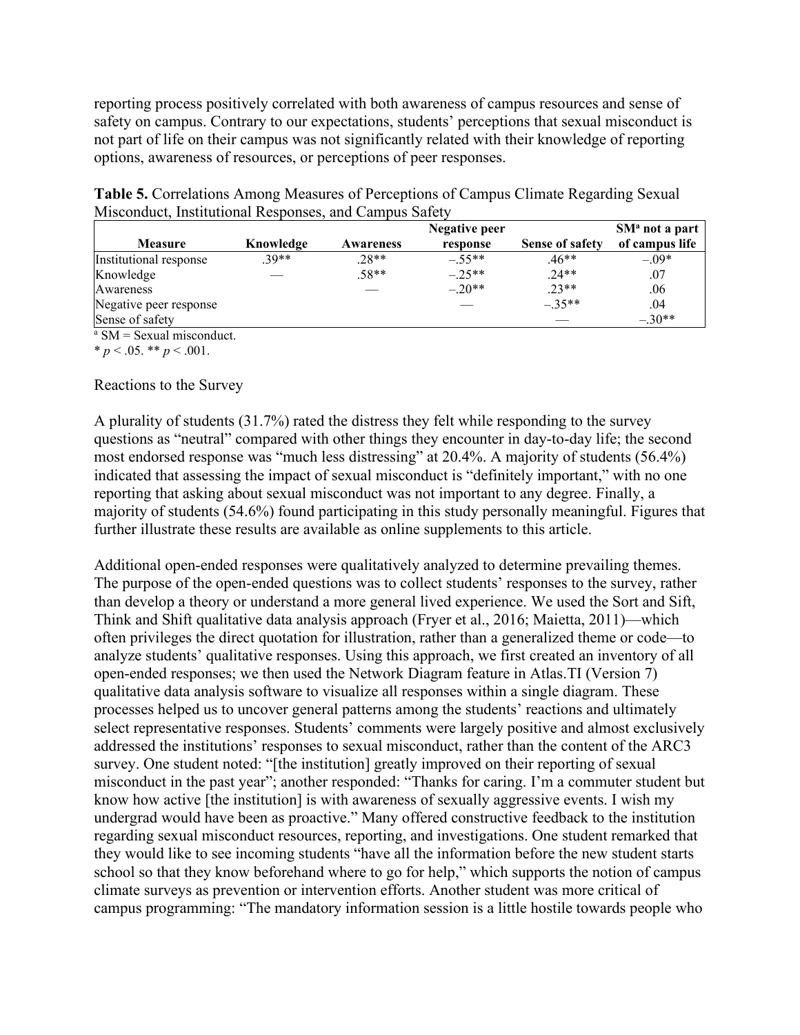reporting process positively correlated with both awareness of campus resources and sense of safety on campus. Contrary to our expectations, students' perceptions that sexual misconduct is not part of life on their campus was not significantly related with their knowledge of reporting options, awareness of resources, or perceptions of peer responses.

**Table 5.** Correlations Among Measures of Perceptions of Campus Climate Regarding Sexual Misconduct, Institutional Responses, and Campus Safety

| Measure | Knowledge | Awareness | Negative peer response | Sense of safety | SM[a] not a part of campus life |
|---|---|---|---|---|---|
| Institutional response | .39** | .28** | –.55** | .46** | –.09* |
| Knowledge | — | .58** | –.25** | .24** | .07 |
| Awareness | | — | –.20** | .23** | .06 |
| Negative peer response | | | — | –.35** | .04 |
| Sense of safety | | | | — | –.30** |

[a] SM = Sexual misconduct.

* $p < .05$. ** $p < .001$.

Reactions to the Survey

A plurality of students (31.7%) rated the distress they felt while responding to the survey questions as "neutral" compared with other things they encounter in day-to-day life; the second most endorsed response was "much less distressing" at 20.4%. A majority of students (56.4%) indicated that assessing the impact of sexual misconduct is "definitely important," with no one reporting that asking about sexual misconduct was not important to any degree. Finally, a majority of students (54.6%) found participating in this study personally meaningful. Figures that further illustrate these results are available as online supplements to this article.

Additional open-ended responses were qualitatively analyzed to determine prevailing themes. The purpose of the open-ended questions was to collect students' responses to the survey, rather than develop a theory or understand a more general lived experience. We used the Sort and Sift, Think and Shift qualitative data analysis approach (Fryer et al., 2016; Maietta, 2011)—which often privileges the direct quotation for illustration, rather than a generalized theme or code—to analyze students' qualitative responses. Using this approach, we first created an inventory of all open-ended responses; we then used the Network Diagram feature in Atlas.TI (Version 7) qualitative data analysis software to visualize all responses within a single diagram. These processes helped us to uncover general patterns among the students' reactions and ultimately select representative responses. Students' comments were largely positive and almost exclusively addressed the institutions' responses to sexual misconduct, rather than the content of the ARC3 survey. One student noted: "[the institution] greatly improved on their reporting of sexual misconduct in the past year"; another responded: "Thanks for caring. I'm a commuter student but know how active [the institution] is with awareness of sexually aggressive events. I wish my undergrad would have been as proactive." Many offered constructive feedback to the institution regarding sexual misconduct resources, reporting, and investigations. One student remarked that they would like to see incoming students "have all the information before the new student starts school so that they know beforehand where to go for help," which supports the notion of campus climate surveys as prevention or intervention efforts. Another student was more critical of campus programming: "The mandatory information session is a little hostile towards people who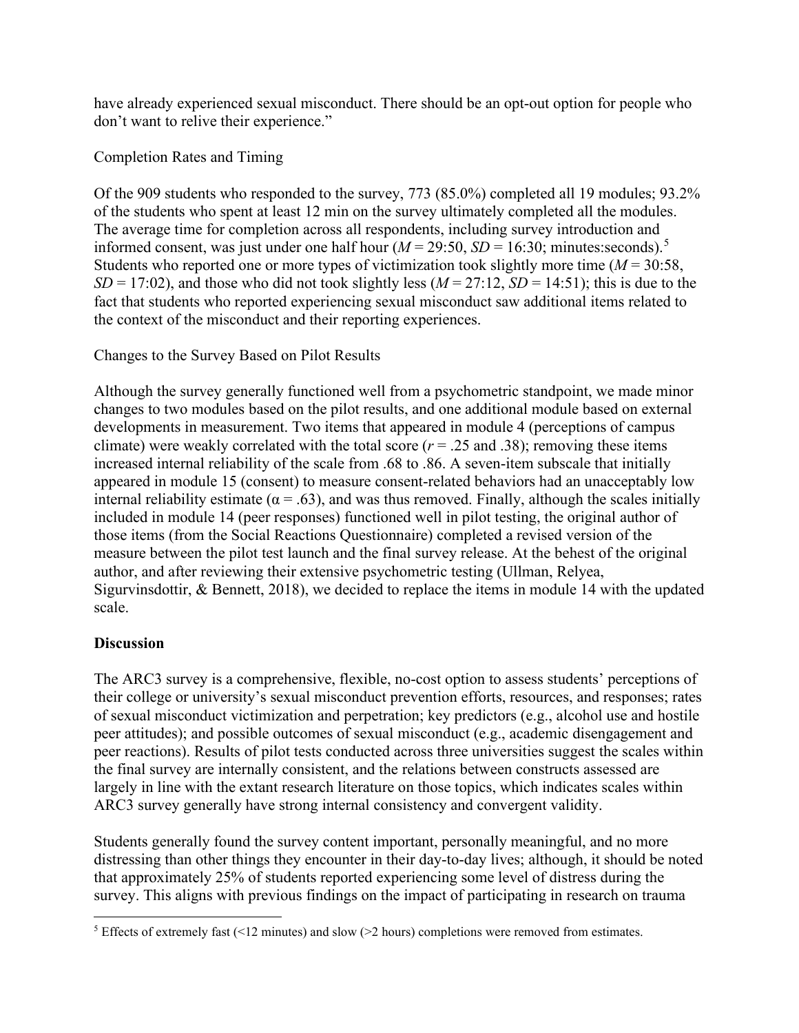have already experienced sexual misconduct. There should be an opt-out option for people who don't want to relive their experience."

Completion Rates and Timing

Of the 909 students who responded to the survey, 773 (85.0%) completed all 19 modules; 93.2% of the students who spent at least 12 min on the survey ultimately completed all the modules. The average time for completion across all respondents, including survey introduction and informed consent, was just under one half hour (*M* = 29:50, *SD* = 16:30; minutes:seconds).[5] Students who reported one or more types of victimization took slightly more time (*M* = 30:58, *SD* = 17:02), and those who did not took slightly less (*M* = 27:12, *SD* = 14:51); this is due to the fact that students who reported experiencing sexual misconduct saw additional items related to the context of the misconduct and their reporting experiences.

Changes to the Survey Based on Pilot Results

Although the survey generally functioned well from a psychometric standpoint, we made minor changes to two modules based on the pilot results, and one additional module based on external developments in measurement. Two items that appeared in module 4 (perceptions of campus climate) were weakly correlated with the total score ($r = .25$ and .38); removing these items increased internal reliability of the scale from .68 to .86. A seven-item subscale that initially appeared in module 15 (consent) to measure consent-related behaviors had an unacceptably low internal reliability estimate ($\alpha = .63$), and was thus removed. Finally, although the scales initially included in module 14 (peer responses) functioned well in pilot testing, the original author of those items (from the Social Reactions Questionnaire) completed a revised version of the measure between the pilot test launch and the final survey release. At the behest of the original author, and after reviewing their extensive psychometric testing (Ullman, Relyea, Sigurvinsdottir, & Bennett, 2018), we decided to replace the items in module 14 with the updated scale.

## Discussion

The ARC3 survey is a comprehensive, flexible, no-cost option to assess students' perceptions of their college or university's sexual misconduct prevention efforts, resources, and responses; rates of sexual misconduct victimization and perpetration; key predictors (e.g., alcohol use and hostile peer attitudes); and possible outcomes of sexual misconduct (e.g., academic disengagement and peer reactions). Results of pilot tests conducted across three universities suggest the scales within the final survey are internally consistent, and the relations between constructs assessed are largely in line with the extant research literature on those topics, which indicates scales within ARC3 survey generally have strong internal consistency and convergent validity.

Students generally found the survey content important, personally meaningful, and no more distressing than other things they encounter in their day-to-day lives; although, it should be noted that approximately 25% of students reported experiencing some level of distress during the survey. This aligns with previous findings on the impact of participating in research on trauma

[5] Effects of extremely fast (<12 minutes) and slow (>2 hours) completions were removed from estimates.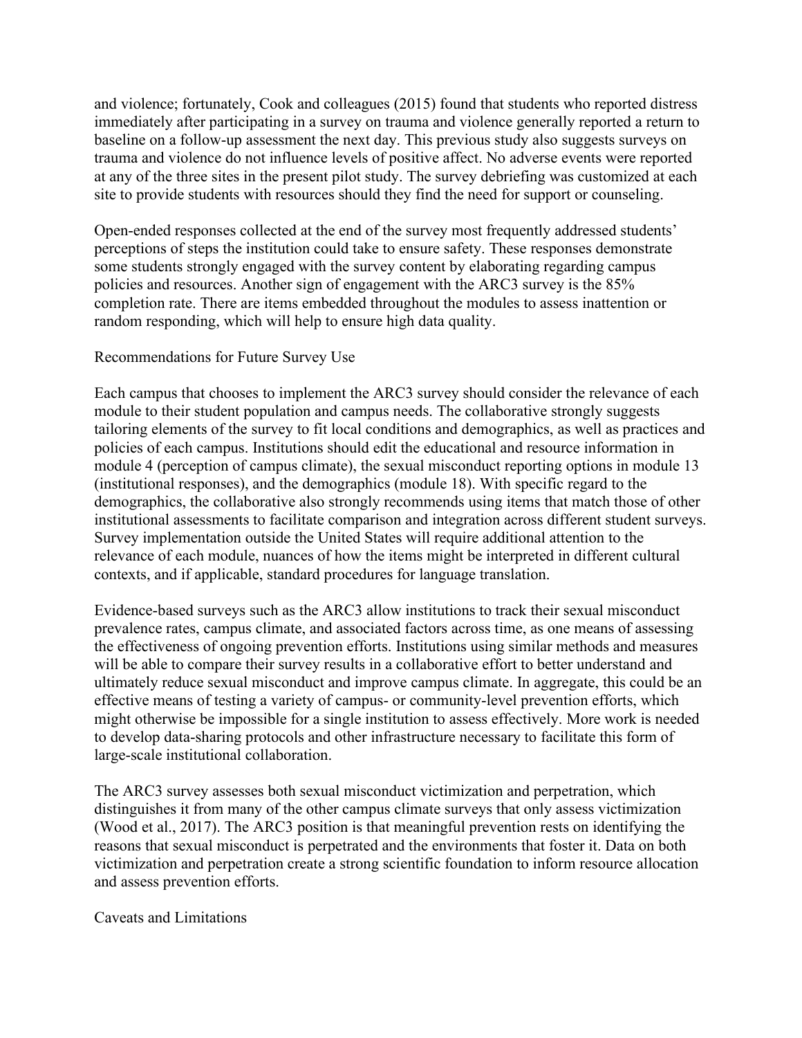and violence; fortunately, Cook and colleagues (2015) found that students who reported distress immediately after participating in a survey on trauma and violence generally reported a return to baseline on a follow-up assessment the next day. This previous study also suggests surveys on trauma and violence do not influence levels of positive affect. No adverse events were reported at any of the three sites in the present pilot study. The survey debriefing was customized at each site to provide students with resources should they find the need for support or counseling.

Open-ended responses collected at the end of the survey most frequently addressed students' perceptions of steps the institution could take to ensure safety. These responses demonstrate some students strongly engaged with the survey content by elaborating regarding campus policies and resources. Another sign of engagement with the ARC3 survey is the 85% completion rate. There are items embedded throughout the modules to assess inattention or random responding, which will help to ensure high data quality.

## Recommendations for Future Survey Use

Each campus that chooses to implement the ARC3 survey should consider the relevance of each module to their student population and campus needs. The collaborative strongly suggests tailoring elements of the survey to fit local conditions and demographics, as well as practices and policies of each campus. Institutions should edit the educational and resource information in module 4 (perception of campus climate), the sexual misconduct reporting options in module 13 (institutional responses), and the demographics (module 18). With specific regard to the demographics, the collaborative also strongly recommends using items that match those of other institutional assessments to facilitate comparison and integration across different student surveys. Survey implementation outside the United States will require additional attention to the relevance of each module, nuances of how the items might be interpreted in different cultural contexts, and if applicable, standard procedures for language translation.

Evidence-based surveys such as the ARC3 allow institutions to track their sexual misconduct prevalence rates, campus climate, and associated factors across time, as one means of assessing the effectiveness of ongoing prevention efforts. Institutions using similar methods and measures will be able to compare their survey results in a collaborative effort to better understand and ultimately reduce sexual misconduct and improve campus climate. In aggregate, this could be an effective means of testing a variety of campus- or community-level prevention efforts, which might otherwise be impossible for a single institution to assess effectively. More work is needed to develop data-sharing protocols and other infrastructure necessary to facilitate this form of large-scale institutional collaboration.

The ARC3 survey assesses both sexual misconduct victimization and perpetration, which distinguishes it from many of the other campus climate surveys that only assess victimization (Wood et al., 2017). The ARC3 position is that meaningful prevention rests on identifying the reasons that sexual misconduct is perpetrated and the environments that foster it. Data on both victimization and perpetration create a strong scientific foundation to inform resource allocation and assess prevention efforts.

## Caveats and Limitations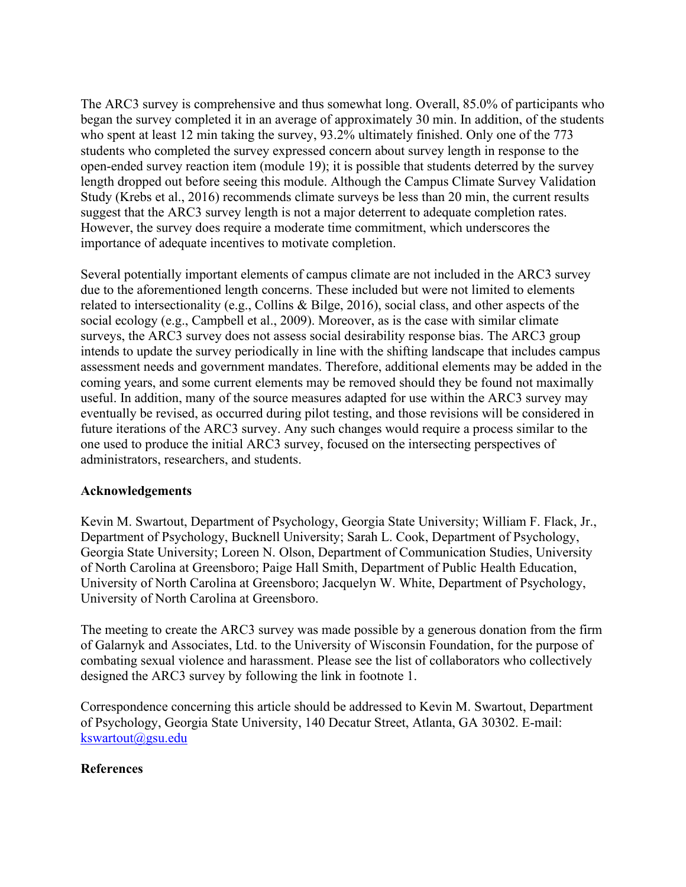The ARC3 survey is comprehensive and thus somewhat long. Overall, 85.0% of participants who began the survey completed it in an average of approximately 30 min. In addition, of the students who spent at least 12 min taking the survey, 93.2% ultimately finished. Only one of the 773 students who completed the survey expressed concern about survey length in response to the open-ended survey reaction item (module 19); it is possible that students deterred by the survey length dropped out before seeing this module. Although the Campus Climate Survey Validation Study (Krebs et al., 2016) recommends climate surveys be less than 20 min, the current results suggest that the ARC3 survey length is not a major deterrent to adequate completion rates. However, the survey does require a moderate time commitment, which underscores the importance of adequate incentives to motivate completion.

Several potentially important elements of campus climate are not included in the ARC3 survey due to the aforementioned length concerns. These included but were not limited to elements related to intersectionality (e.g., Collins & Bilge, 2016), social class, and other aspects of the social ecology (e.g., Campbell et al., 2009). Moreover, as is the case with similar climate surveys, the ARC3 survey does not assess social desirability response bias. The ARC3 group intends to update the survey periodically in line with the shifting landscape that includes campus assessment needs and government mandates. Therefore, additional elements may be added in the coming years, and some current elements may be removed should they be found not maximally useful. In addition, many of the source measures adapted for use within the ARC3 survey may eventually be revised, as occurred during pilot testing, and those revisions will be considered in future iterations of the ARC3 survey. Any such changes would require a process similar to the one used to produce the initial ARC3 survey, focused on the intersecting perspectives of administrators, researchers, and students.

**Acknowledgements**

Kevin M. Swartout, Department of Psychology, Georgia State University; William F. Flack, Jr., Department of Psychology, Bucknell University; Sarah L. Cook, Department of Psychology, Georgia State University; Loreen N. Olson, Department of Communication Studies, University of North Carolina at Greensboro; Paige Hall Smith, Department of Public Health Education, University of North Carolina at Greensboro; Jacquelyn W. White, Department of Psychology, University of North Carolina at Greensboro.

The meeting to create the ARC3 survey was made possible by a generous donation from the firm of Galarnyk and Associates, Ltd. to the University of Wisconsin Foundation, for the purpose of combating sexual violence and harassment. Please see the list of collaborators who collectively designed the ARC3 survey by following the link in footnote 1.

Correspondence concerning this article should be addressed to Kevin M. Swartout, Department of Psychology, Georgia State University, 140 Decatur Street, Atlanta, GA 30302. E-mail: kswartout@gsu.edu

**References**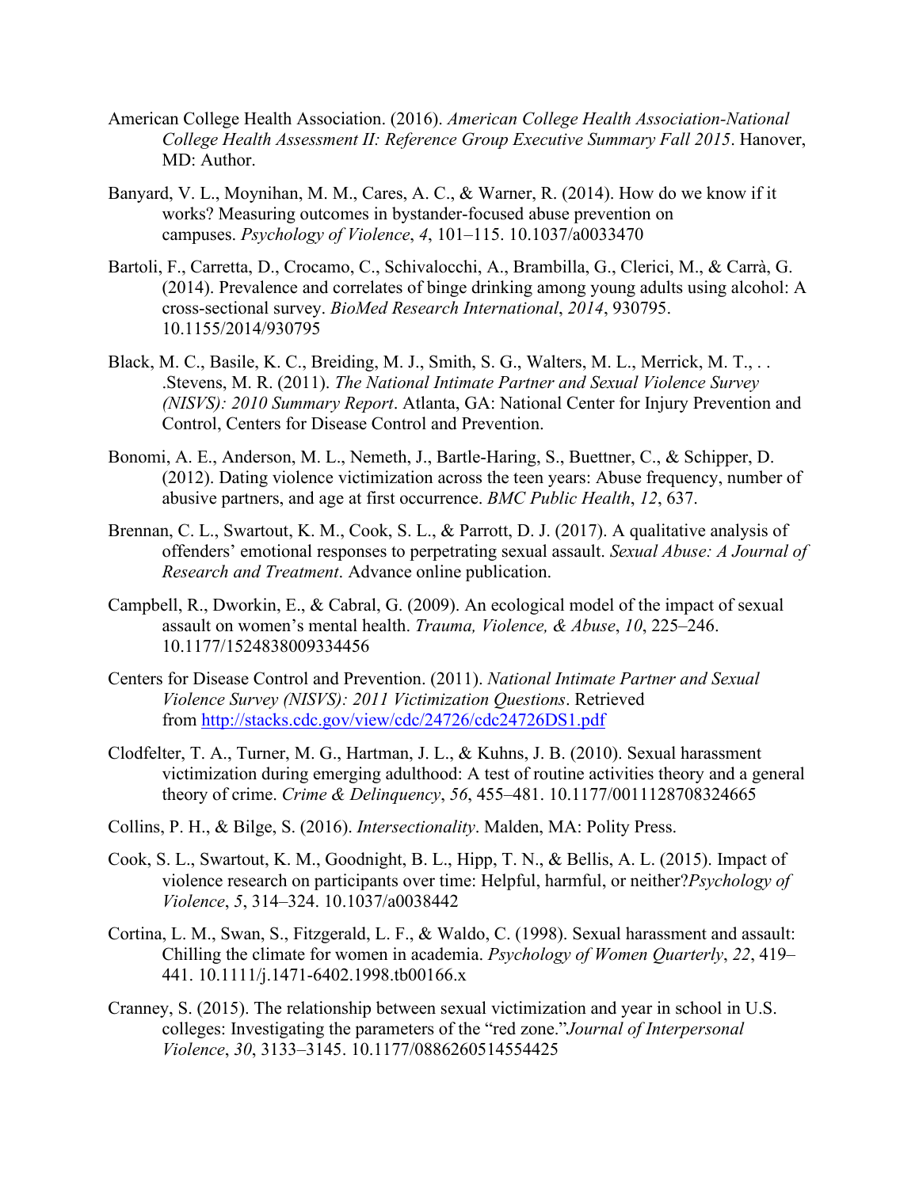American College Health Association. (2016). *American College Health Association-National College Health Assessment II: Reference Group Executive Summary Fall 2015*. Hanover, MD: Author.

Banyard, V. L., Moynihan, M. M., Cares, A. C., & Warner, R. (2014). How do we know if it works? Measuring outcomes in bystander-focused abuse prevention on campuses. *Psychology of Violence*, *4*, 101–115. 10.1037/a0033470

Bartoli, F., Carretta, D., Crocamo, C., Schivalocchi, A., Brambilla, G., Clerici, M., & Carrà, G. (2014). Prevalence and correlates of binge drinking among young adults using alcohol: A cross-sectional survey. *BioMed Research International*, *2014*, 930795. 10.1155/2014/930795

Black, M. C., Basile, K. C., Breiding, M. J., Smith, S. G., Walters, M. L., Merrick, M. T., . . .Stevens, M. R. (2011). *The National Intimate Partner and Sexual Violence Survey (NISVS): 2010 Summary Report*. Atlanta, GA: National Center for Injury Prevention and Control, Centers for Disease Control and Prevention.

Bonomi, A. E., Anderson, M. L., Nemeth, J., Bartle-Haring, S., Buettner, C., & Schipper, D. (2012). Dating violence victimization across the teen years: Abuse frequency, number of abusive partners, and age at first occurrence. *BMC Public Health*, *12*, 637.

Brennan, C. L., Swartout, K. M., Cook, S. L., & Parrott, D. J. (2017). A qualitative analysis of offenders' emotional responses to perpetrating sexual assault. *Sexual Abuse: A Journal of Research and Treatment*. Advance online publication.

Campbell, R., Dworkin, E., & Cabral, G. (2009). An ecological model of the impact of sexual assault on women's mental health. *Trauma, Violence, & Abuse*, *10*, 225–246. 10.1177/1524838009334456

Centers for Disease Control and Prevention. (2011). *National Intimate Partner and Sexual Violence Survey (NISVS): 2011 Victimization Questions*. Retrieved from http://stacks.cdc.gov/view/cdc/24726/cdc24726DS1.pdf

Clodfelter, T. A., Turner, M. G., Hartman, J. L., & Kuhns, J. B. (2010). Sexual harassment victimization during emerging adulthood: A test of routine activities theory and a general theory of crime. *Crime & Delinquency*, *56*, 455–481. 10.1177/0011128708324665

Collins, P. H., & Bilge, S. (2016). *Intersectionality*. Malden, MA: Polity Press.

Cook, S. L., Swartout, K. M., Goodnight, B. L., Hipp, T. N., & Bellis, A. L. (2015). Impact of violence research on participants over time: Helpful, harmful, or neither?*Psychology of Violence*, *5*, 314–324. 10.1037/a0038442

Cortina, L. M., Swan, S., Fitzgerald, L. F., & Waldo, C. (1998). Sexual harassment and assault: Chilling the climate for women in academia. *Psychology of Women Quarterly*, *22*, 419–441. 10.1111/j.1471-6402.1998.tb00166.x

Cranney, S. (2015). The relationship between sexual victimization and year in school in U.S. colleges: Investigating the parameters of the "red zone."*Journal of Interpersonal Violence*, *30*, 3133–3145. 10.1177/0886260514554425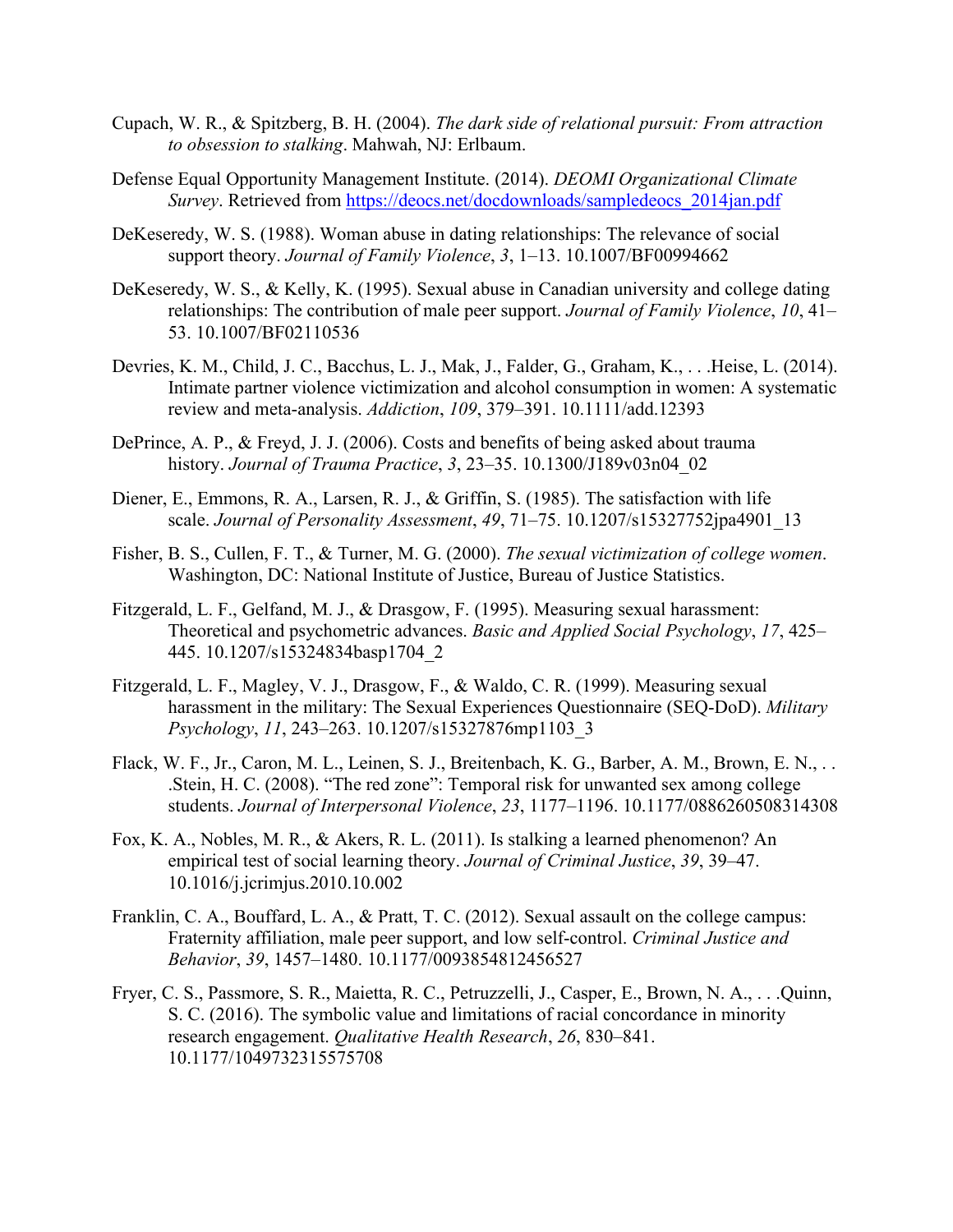Cupach, W. R., & Spitzberg, B. H. (2004). *The dark side of relational pursuit: From attraction to obsession to stalking*. Mahwah, NJ: Erlbaum.

Defense Equal Opportunity Management Institute. (2014). *DEOMI Organizational Climate Survey*. Retrieved from https://deocs.net/docdownloads/sampledeocs_2014jan.pdf

DeKeseredy, W. S. (1988). Woman abuse in dating relationships: The relevance of social support theory. *Journal of Family Violence*, *3*, 1–13. 10.1007/BF00994662

DeKeseredy, W. S., & Kelly, K. (1995). Sexual abuse in Canadian university and college dating relationships: The contribution of male peer support. *Journal of Family Violence*, *10*, 41–53. 10.1007/BF02110536

Devries, K. M., Child, J. C., Bacchus, L. J., Mak, J., Falder, G., Graham, K., . . .Heise, L. (2014). Intimate partner violence victimization and alcohol consumption in women: A systematic review and meta-analysis. *Addiction*, *109*, 379–391. 10.1111/add.12393

DePrince, A. P., & Freyd, J. J. (2006). Costs and benefits of being asked about trauma history. *Journal of Trauma Practice*, *3*, 23–35. 10.1300/J189v03n04_02

Diener, E., Emmons, R. A., Larsen, R. J., & Griffin, S. (1985). The satisfaction with life scale. *Journal of Personality Assessment*, *49*, 71–75. 10.1207/s15327752jpa4901_13

Fisher, B. S., Cullen, F. T., & Turner, M. G. (2000). *The sexual victimization of college women*. Washington, DC: National Institute of Justice, Bureau of Justice Statistics.

Fitzgerald, L. F., Gelfand, M. J., & Drasgow, F. (1995). Measuring sexual harassment: Theoretical and psychometric advances. *Basic and Applied Social Psychology*, *17*, 425–445. 10.1207/s15324834basp1704_2

Fitzgerald, L. F., Magley, V. J., Drasgow, F., & Waldo, C. R. (1999). Measuring sexual harassment in the military: The Sexual Experiences Questionnaire (SEQ-DoD). *Military Psychology*, *11*, 243–263. 10.1207/s15327876mp1103_3

Flack, W. F., Jr., Caron, M. L., Leinen, S. J., Breitenbach, K. G., Barber, A. M., Brown, E. N., . . .Stein, H. C. (2008). "The red zone": Temporal risk for unwanted sex among college students. *Journal of Interpersonal Violence*, *23*, 1177–1196. 10.1177/0886260508314308

Fox, K. A., Nobles, M. R., & Akers, R. L. (2011). Is stalking a learned phenomenon? An empirical test of social learning theory. *Journal of Criminal Justice*, *39*, 39–47. 10.1016/j.jcrimjus.2010.10.002

Franklin, C. A., Bouffard, L. A., & Pratt, T. C. (2012). Sexual assault on the college campus: Fraternity affiliation, male peer support, and low self-control. *Criminal Justice and Behavior*, *39*, 1457–1480. 10.1177/0093854812456527

Fryer, C. S., Passmore, S. R., Maietta, R. C., Petruzzelli, J., Casper, E., Brown, N. A., . . .Quinn, S. C. (2016). The symbolic value and limitations of racial concordance in minority research engagement. *Qualitative Health Research*, *26*, 830–841. 10.1177/1049732315575708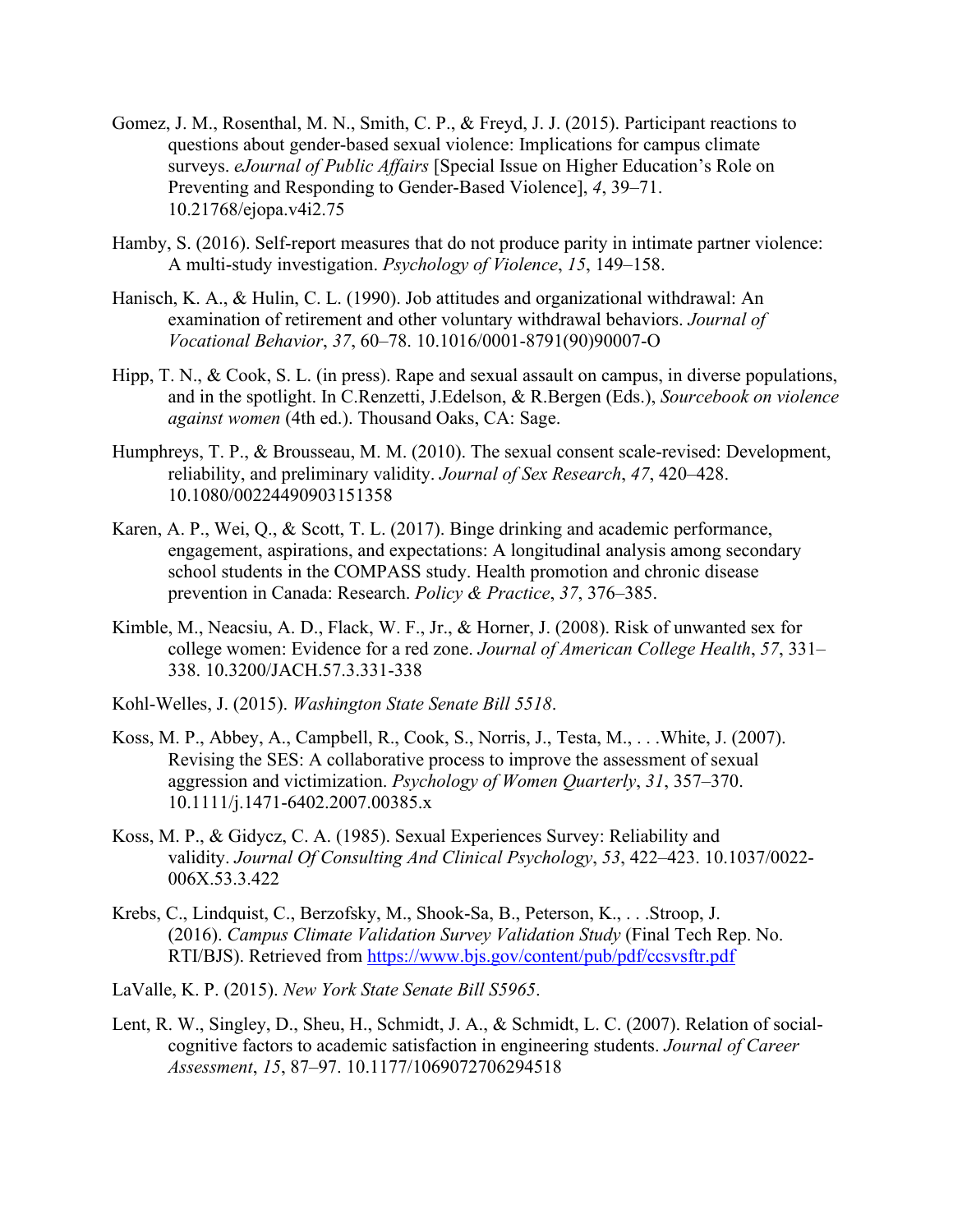Gomez, J. M., Rosenthal, M. N., Smith, C. P., & Freyd, J. J. (2015). Participant reactions to questions about gender-based sexual violence: Implications for campus climate surveys. *eJournal of Public Affairs* [Special Issue on Higher Education's Role on Preventing and Responding to Gender-Based Violence], *4*, 39–71. 10.21768/ejopa.v4i2.75

Hamby, S. (2016). Self-report measures that do not produce parity in intimate partner violence: A multi-study investigation. *Psychology of Violence*, *15*, 149–158.

Hanisch, K. A., & Hulin, C. L. (1990). Job attitudes and organizational withdrawal: An examination of retirement and other voluntary withdrawal behaviors. *Journal of Vocational Behavior*, *37*, 60–78. 10.1016/0001-8791(90)90007-O

Hipp, T. N., & Cook, S. L. (in press). Rape and sexual assault on campus, in diverse populations, and in the spotlight. In C.Renzetti, J.Edelson, & R.Bergen (Eds.), *Sourcebook on violence against women* (4th ed.). Thousand Oaks, CA: Sage.

Humphreys, T. P., & Brousseau, M. M. (2010). The sexual consent scale-revised: Development, reliability, and preliminary validity. *Journal of Sex Research*, *47*, 420–428. 10.1080/00224490903151358

Karen, A. P., Wei, Q., & Scott, T. L. (2017). Binge drinking and academic performance, engagement, aspirations, and expectations: A longitudinal analysis among secondary school students in the COMPASS study. Health promotion and chronic disease prevention in Canada: Research. *Policy & Practice*, *37*, 376–385.

Kimble, M., Neacsiu, A. D., Flack, W. F., Jr., & Horner, J. (2008). Risk of unwanted sex for college women: Evidence for a red zone. *Journal of American College Health*, *57*, 331–338. 10.3200/JACH.57.3.331-338

Kohl-Welles, J. (2015). *Washington State Senate Bill 5518*.

Koss, M. P., Abbey, A., Campbell, R., Cook, S., Norris, J., Testa, M., . . .White, J. (2007). Revising the SES: A collaborative process to improve the assessment of sexual aggression and victimization. *Psychology of Women Quarterly*, *31*, 357–370. 10.1111/j.1471-6402.2007.00385.x

Koss, M. P., & Gidycz, C. A. (1985). Sexual Experiences Survey: Reliability and validity. *Journal Of Consulting And Clinical Psychology*, *53*, 422–423. 10.1037/0022-006X.53.3.422

Krebs, C., Lindquist, C., Berzofsky, M., Shook-Sa, B., Peterson, K., . . .Stroop, J. (2016). *Campus Climate Validation Survey Validation Study* (Final Tech Rep. No. RTI/BJS). Retrieved from https://www.bjs.gov/content/pub/pdf/ccsvsftr.pdf

LaValle, K. P. (2015). *New York State Senate Bill S5965*.

Lent, R. W., Singley, D., Sheu, H., Schmidt, J. A., & Schmidt, L. C. (2007). Relation of social-cognitive factors to academic satisfaction in engineering students. *Journal of Career Assessment*, *15*, 87–97. 10.1177/1069072706294518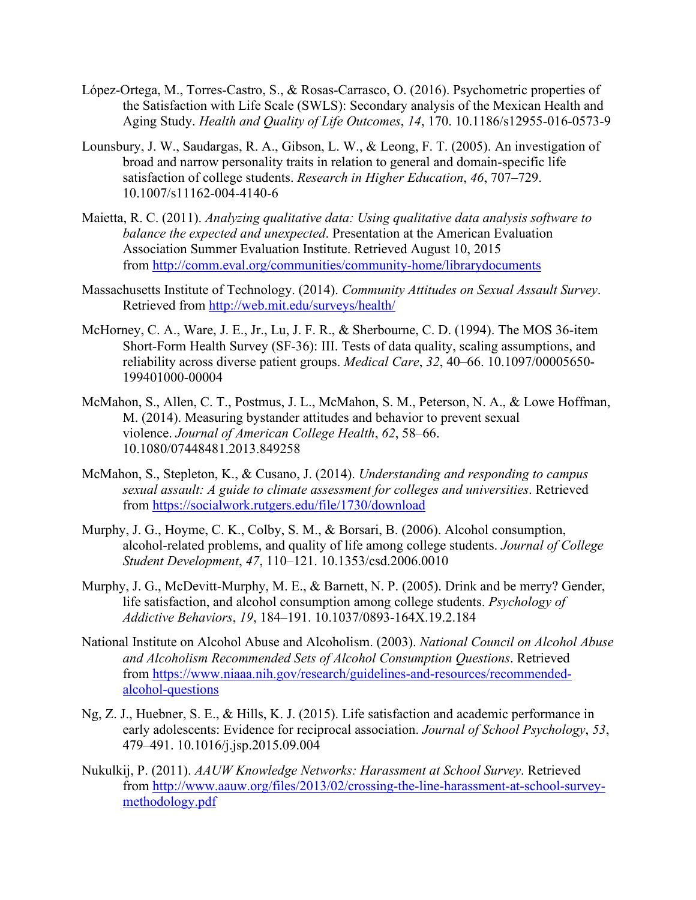López-Ortega, M., Torres-Castro, S., & Rosas-Carrasco, O. (2016). Psychometric properties of the Satisfaction with Life Scale (SWLS): Secondary analysis of the Mexican Health and Aging Study. *Health and Quality of Life Outcomes*, *14*, 170. 10.1186/s12955-016-0573-9

Lounsbury, J. W., Saudargas, R. A., Gibson, L. W., & Leong, F. T. (2005). An investigation of broad and narrow personality traits in relation to general and domain-specific life satisfaction of college students. *Research in Higher Education*, *46*, 707–729. 10.1007/s11162-004-4140-6

Maietta, R. C. (2011). *Analyzing qualitative data: Using qualitative data analysis software to balance the expected and unexpected*. Presentation at the American Evaluation Association Summer Evaluation Institute. Retrieved August 10, 2015 from http://comm.eval.org/communities/community-home/librarydocuments

Massachusetts Institute of Technology. (2014). *Community Attitudes on Sexual Assault Survey*. Retrieved from http://web.mit.edu/surveys/health/

McHorney, C. A., Ware, J. E., Jr., Lu, J. F. R., & Sherbourne, C. D. (1994). The MOS 36-item Short-Form Health Survey (SF-36): III. Tests of data quality, scaling assumptions, and reliability across diverse patient groups. *Medical Care*, *32*, 40–66. 10.1097/00005650-199401000-00004

McMahon, S., Allen, C. T., Postmus, J. L., McMahon, S. M., Peterson, N. A., & Lowe Hoffman, M. (2014). Measuring bystander attitudes and behavior to prevent sexual violence. *Journal of American College Health*, *62*, 58–66. 10.1080/07448481.2013.849258

McMahon, S., Stepleton, K., & Cusano, J. (2014). *Understanding and responding to campus sexual assault: A guide to climate assessment for colleges and universities*. Retrieved from https://socialwork.rutgers.edu/file/1730/download

Murphy, J. G., Hoyme, C. K., Colby, S. M., & Borsari, B. (2006). Alcohol consumption, alcohol-related problems, and quality of life among college students. *Journal of College Student Development*, *47*, 110–121. 10.1353/csd.2006.0010

Murphy, J. G., McDevitt-Murphy, M. E., & Barnett, N. P. (2005). Drink and be merry? Gender, life satisfaction, and alcohol consumption among college students. *Psychology of Addictive Behaviors*, *19*, 184–191. 10.1037/0893-164X.19.2.184

National Institute on Alcohol Abuse and Alcoholism. (2003). *National Council on Alcohol Abuse and Alcoholism Recommended Sets of Alcohol Consumption Questions*. Retrieved from https://www.niaaa.nih.gov/research/guidelines-and-resources/recommended-alcohol-questions

Ng, Z. J., Huebner, S. E., & Hills, K. J. (2015). Life satisfaction and academic performance in early adolescents: Evidence for reciprocal association. *Journal of School Psychology*, *53*, 479–491. 10.1016/j.jsp.2015.09.004

Nukulkij, P. (2011). *AAUW Knowledge Networks: Harassment at School Survey*. Retrieved from http://www.aauw.org/files/2013/02/crossing-the-line-harassment-at-school-survey-methodology.pdf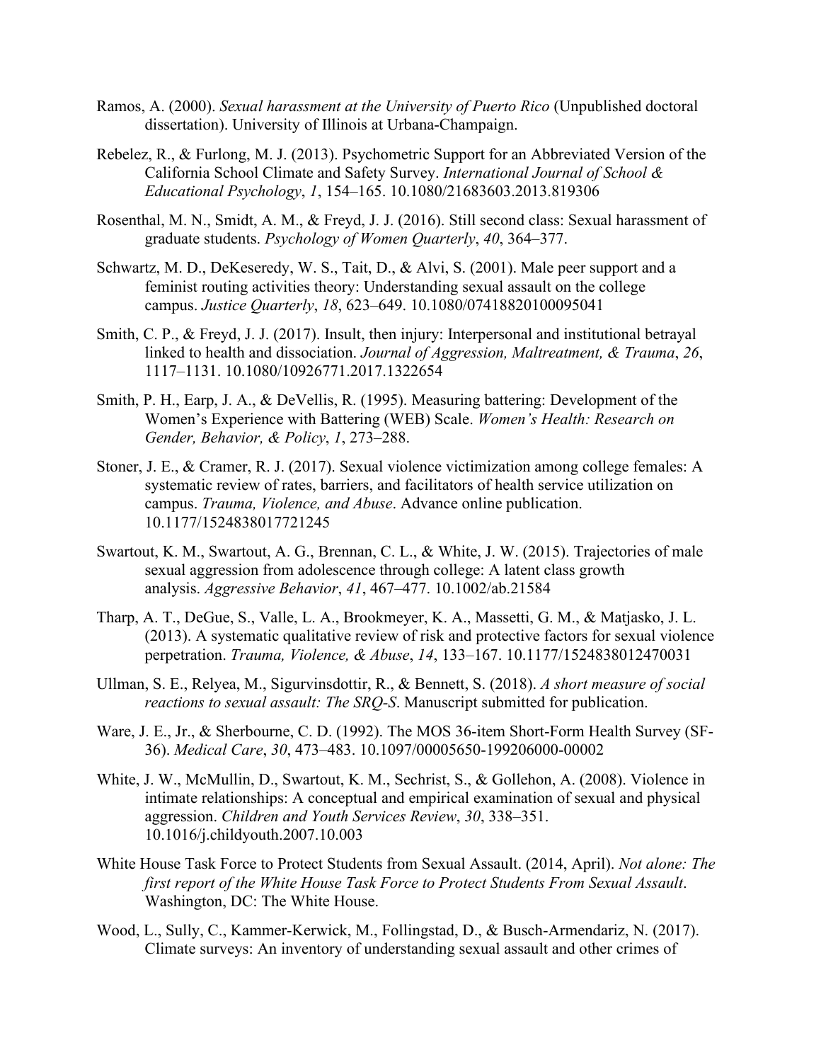Ramos, A. (2000). *Sexual harassment at the University of Puerto Rico* (Unpublished doctoral dissertation). University of Illinois at Urbana-Champaign.

Rebelez, R., & Furlong, M. J. (2013). Psychometric Support for an Abbreviated Version of the California School Climate and Safety Survey. *International Journal of School & Educational Psychology*, *1*, 154–165. 10.1080/21683603.2013.819306

Rosenthal, M. N., Smidt, A. M., & Freyd, J. J. (2016). Still second class: Sexual harassment of graduate students. *Psychology of Women Quarterly*, *40*, 364–377.

Schwartz, M. D., DeKeseredy, W. S., Tait, D., & Alvi, S. (2001). Male peer support and a feminist routing activities theory: Understanding sexual assault on the college campus. *Justice Quarterly*, *18*, 623–649. 10.1080/07418820100095041

Smith, C. P., & Freyd, J. J. (2017). Insult, then injury: Interpersonal and institutional betrayal linked to health and dissociation. *Journal of Aggression, Maltreatment, & Trauma*, *26*, 1117–1131. 10.1080/10926771.2017.1322654

Smith, P. H., Earp, J. A., & DeVellis, R. (1995). Measuring battering: Development of the Women's Experience with Battering (WEB) Scale. *Women's Health: Research on Gender, Behavior, & Policy*, *1*, 273–288.

Stoner, J. E., & Cramer, R. J. (2017). Sexual violence victimization among college females: A systematic review of rates, barriers, and facilitators of health service utilization on campus. *Trauma, Violence, and Abuse*. Advance online publication. 10.1177/1524838017721245

Swartout, K. M., Swartout, A. G., Brennan, C. L., & White, J. W. (2015). Trajectories of male sexual aggression from adolescence through college: A latent class growth analysis. *Aggressive Behavior*, *41*, 467–477. 10.1002/ab.21584

Tharp, A. T., DeGue, S., Valle, L. A., Brookmeyer, K. A., Massetti, G. M., & Matjasko, J. L. (2013). A systematic qualitative review of risk and protective factors for sexual violence perpetration. *Trauma, Violence, & Abuse*, *14*, 133–167. 10.1177/1524838012470031

Ullman, S. E., Relyea, M., Sigurvinsdottir, R., & Bennett, S. (2018). *A short measure of social reactions to sexual assault: The SRQ-S*. Manuscript submitted for publication.

Ware, J. E., Jr., & Sherbourne, C. D. (1992). The MOS 36-item Short-Form Health Survey (SF-36). *Medical Care*, *30*, 473–483. 10.1097/00005650-199206000-00002

White, J. W., McMullin, D., Swartout, K. M., Sechrist, S., & Gollehon, A. (2008). Violence in intimate relationships: A conceptual and empirical examination of sexual and physical aggression. *Children and Youth Services Review*, *30*, 338–351. 10.1016/j.childyouth.2007.10.003

White House Task Force to Protect Students from Sexual Assault. (2014, April). *Not alone: The first report of the White House Task Force to Protect Students From Sexual Assault*. Washington, DC: The White House.

Wood, L., Sully, C., Kammer-Kerwick, M., Follingstad, D., & Busch-Armendariz, N. (2017). Climate surveys: An inventory of understanding sexual assault and other crimes of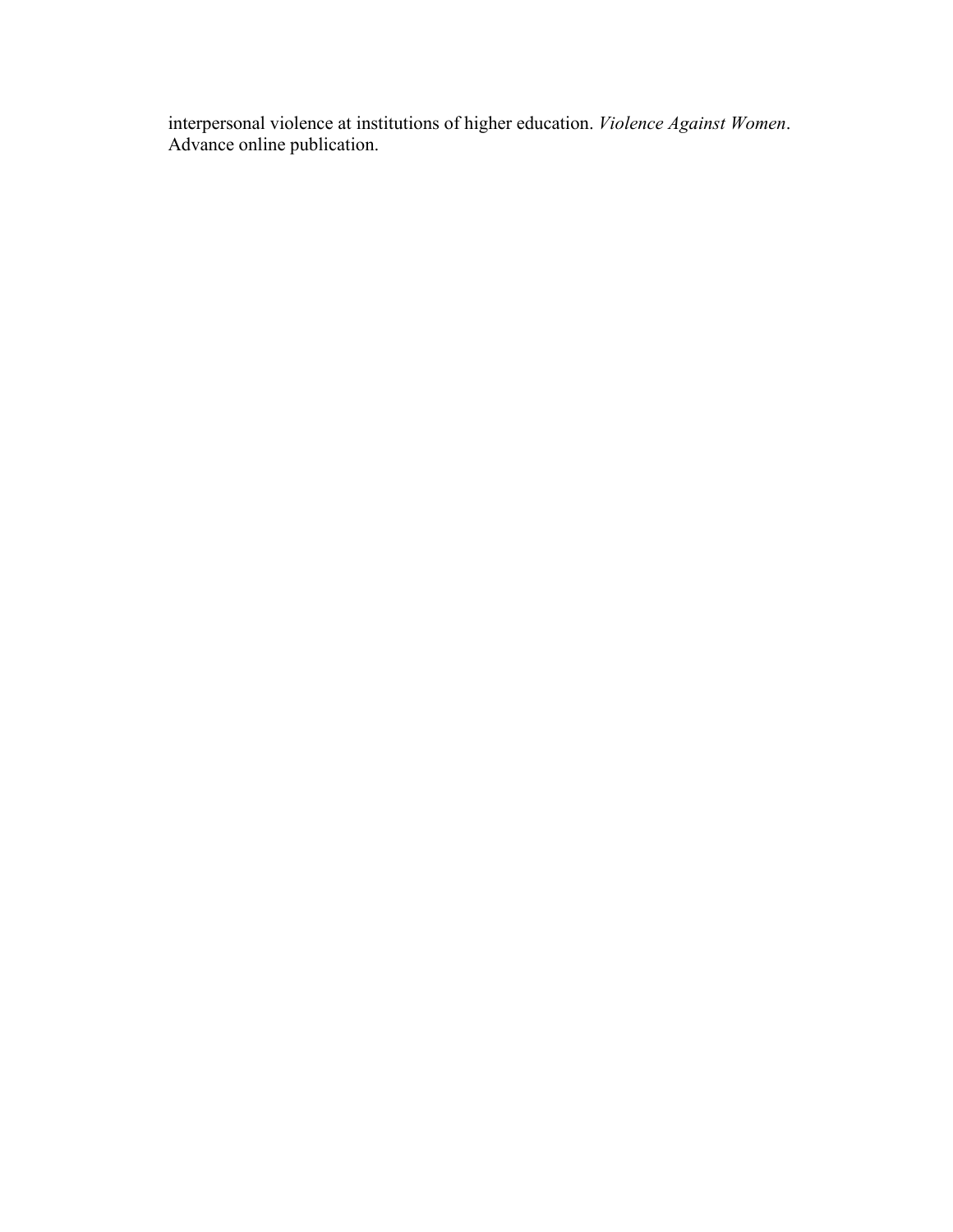interpersonal violence at institutions of higher education. *Violence Against Women*. Advance online publication.